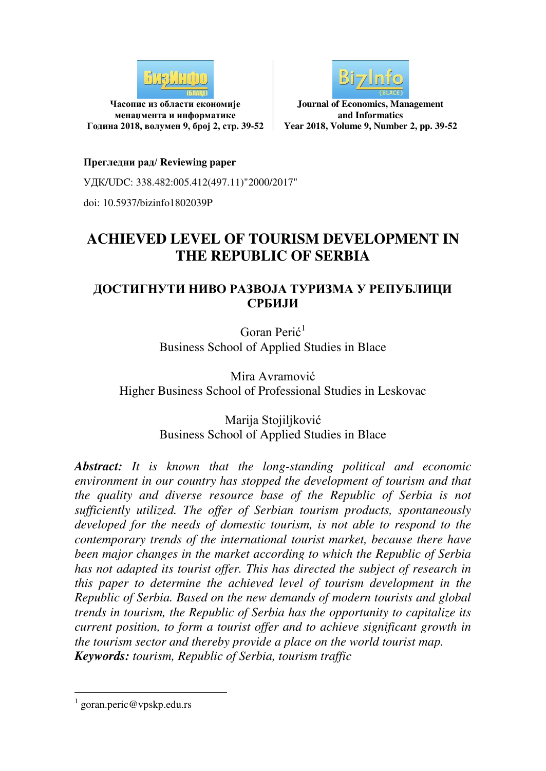**Прегледни рад/ Reviewing paper**

УДК/UDC: 338.482:005.412(497.11)"2000/2017"

doi: 10.5937/bizinfo1802039P

# ACHIEVED LEVEL OF TOURISM DEVELOPMENT IN THE REPUBLIC OF SERBIA

## ДОСТИГНУТИ НИВО РАЗВОЈА ТУРИЗМА У РЕПУБЛИЦИ СРБИЈИ

Goran Perić[1]
Business School of Applied Studies in Blace

Mira Avramović
Higher Business School of Professional Studies in Leskovac

Marija Stojiljković
Business School of Applied Studies in Blace

***Abstract:*** *It is known that the long-standing political and economic environment in our country has stopped the development of tourism and that the quality and diverse resource base of the Republic of Serbia is not sufficiently utilized. The offer of Serbian tourism products, spontaneously developed for the needs of domestic tourism, is not able to respond to the contemporary trends of the international tourist market, because there have been major changes in the market according to which the Republic of Serbia has not adapted its tourist offer. This has directed the subject of research in this paper to determine the achieved level of tourism development in the Republic of Serbia. Based on the new demands of modern tourists and global trends in tourism, the Republic of Serbia has the opportunity to capitalize its current position, to form a tourist offer and to achieve significant growth in the tourism sector and thereby provide a place on the world tourist map.*

***Keywords:*** *tourism, Republic of Serbia, tourism traffic*

[1] goran.peric@vpskp.edu.rs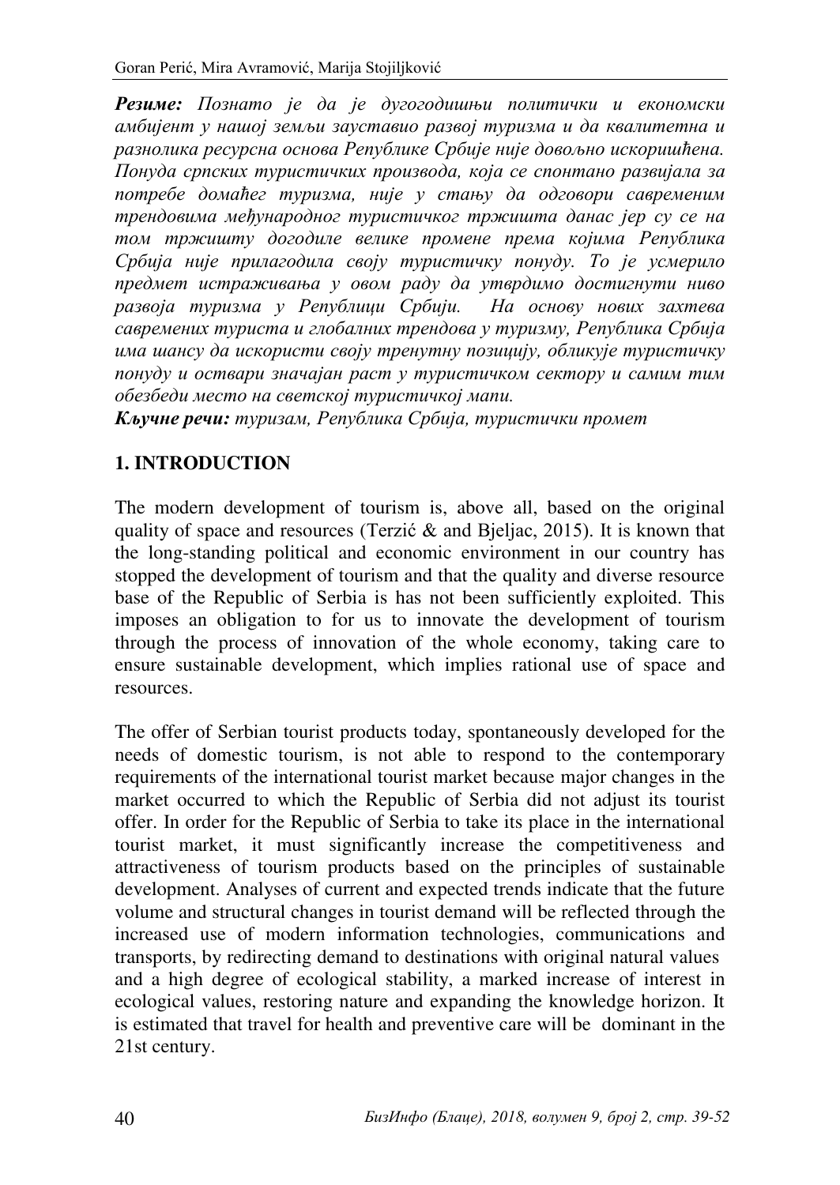***Резиме:*** *Познато је да је дугогодишњи политички и економски амбијент у нашој земљи зауставио развој туризма и да квалитетна и разнолика ресурсна основа Републике Србије није довољно искоришћена. Понуда српских туристичких производа, која се спонтано развијала за потребе домаћег туризма, није у стању да одговори савременим трендовима међународног туристичког тржишта данас јер су се на том тржишту догодиле велике промене према којима Република Србија није прилагодила своју туристичку понуду. То је усмерило предмет истраживања у овом раду да утврдимо достигнути ниво развоја туризма у Републици Србији. На основу нових захтева савремених туриста и глобалних трендова у туризму, Република Србија има шансу да искористи своју тренутну позицију, обликује туристичку понуду и оствари значајан раст у туристичком сектору и самим тим обезбеди место на светској туристичкој мапи.*

***Кључне речи:*** *туризам, Република Србија, туристички промет*

## 1. INTRODUCTION

The modern development of tourism is, above all, based on the original quality of space and resources (Terzić & and Bjeljac, 2015). It is known that the long-standing political and economic environment in our country has stopped the development of tourism and that the quality and diverse resource base of the Republic of Serbia is has not been sufficiently exploited. This imposes an obligation to for us to innovate the development of tourism through the process of innovation of the whole economy, taking care to ensure sustainable development, which implies rational use of space and resources.

The offer of Serbian tourist products today, spontaneously developed for the needs of domestic tourism, is not able to respond to the contemporary requirements of the international tourist market because major changes in the market occurred to which the Republic of Serbia did not adjust its tourist offer. In order for the Republic of Serbia to take its place in the international tourist market, it must significantly increase the competitiveness and attractiveness of tourism products based on the principles of sustainable development. Analyses of current and expected trends indicate that the future volume and structural changes in tourist demand will be reflected through the increased use of modern information technologies, communications and transports, by redirecting demand to destinations with original natural values and a high degree of ecological stability, a marked increase of interest in ecological values, restoring nature and expanding the knowledge horizon. It is estimated that travel for health and preventive care will be dominant in the 21st century.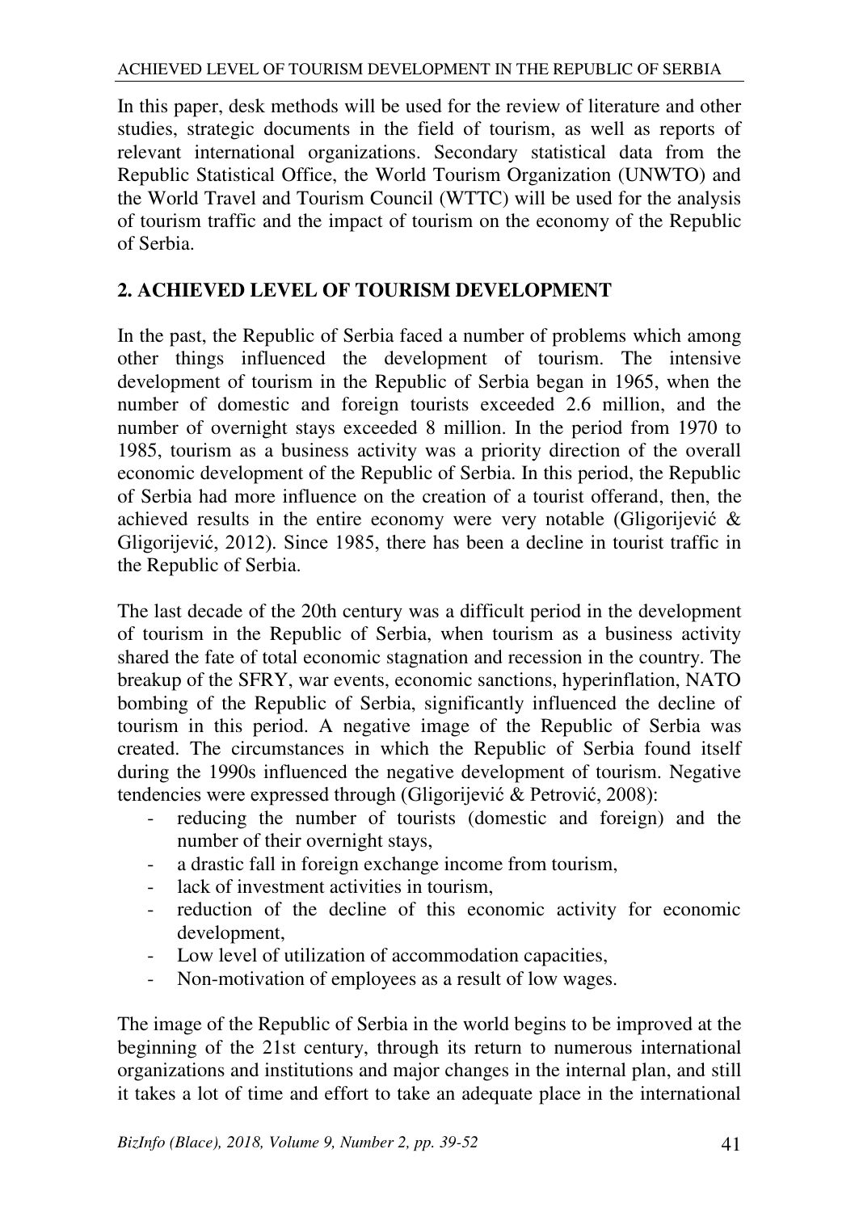In this paper, desk methods will be used for the review of literature and other studies, strategic documents in the field of tourism, as well as reports of relevant international organizations. Secondary statistical data from the Republic Statistical Office, the World Tourism Organization (UNWTO) and the World Travel and Tourism Council (WTTC) will be used for the analysis of tourism traffic and the impact of tourism on the economy of the Republic of Serbia.

## 2. ACHIEVED LEVEL OF TOURISM DEVELOPMENT

In the past, the Republic of Serbia faced a number of problems which among other things influenced the development of tourism. The intensive development of tourism in the Republic of Serbia began in 1965, when the number of domestic and foreign tourists exceeded 2.6 million, and the number of overnight stays exceeded 8 million. In the period from 1970 to 1985, tourism as a business activity was a priority direction of the overall economic development of the Republic of Serbia. In this period, the Republic of Serbia had more influence on the creation of a tourist offerand, then, the achieved results in the entire economy were very notable (Gligorijević & Gligorijević, 2012). Since 1985, there has been a decline in tourist traffic in the Republic of Serbia.

The last decade of the 20th century was a difficult period in the development of tourism in the Republic of Serbia, when tourism as a business activity shared the fate of total economic stagnation and recession in the country. The breakup of the SFRY, war events, economic sanctions, hyperinflation, NATO bombing of the Republic of Serbia, significantly influenced the decline of tourism in this period. A negative image of the Republic of Serbia was created. The circumstances in which the Republic of Serbia found itself during the 1990s influenced the negative development of tourism. Negative tendencies were expressed through (Gligorijević & Petrović, 2008):

- reducing the number of tourists (domestic and foreign) and the number of their overnight stays,
- a drastic fall in foreign exchange income from tourism,
- lack of investment activities in tourism,
- reduction of the decline of this economic activity for economic development,
- Low level of utilization of accommodation capacities,
- Non-motivation of employees as a result of low wages.

The image of the Republic of Serbia in the world begins to be improved at the beginning of the 21st century, through its return to numerous international organizations and institutions and major changes in the internal plan, and still it takes a lot of time and effort to take an adequate place in the international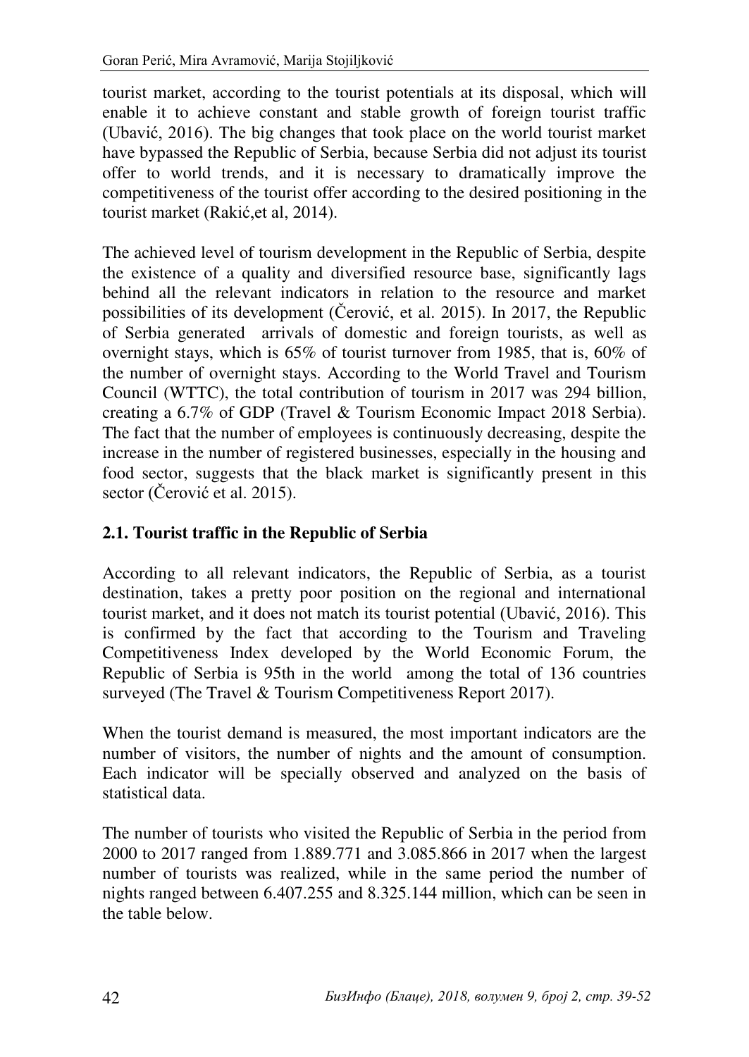tourist market, according to the tourist potentials at its disposal, which will enable it to achieve constant and stable growth of foreign tourist traffic (Ubavić, 2016). The big changes that took place on the world tourist market have bypassed the Republic of Serbia, because Serbia did not adjust its tourist offer to world trends, and it is necessary to dramatically improve the competitiveness of the tourist offer according to the desired positioning in the tourist market (Rakić,et al, 2014).

The achieved level of tourism development in the Republic of Serbia, despite the existence of a quality and diversified resource base, significantly lags behind all the relevant indicators in relation to the resource and market possibilities of its development (Čerović, et al. 2015). In 2017, the Republic of Serbia generated arrivals of domestic and foreign tourists, as well as overnight stays, which is 65% of tourist turnover from 1985, that is, 60% of the number of overnight stays. According to the World Travel and Tourism Council (WTTC), the total contribution of tourism in 2017 was 294 billion, creating a 6.7% of GDP (Travel & Tourism Economic Impact 2018 Serbia). The fact that the number of employees is continuously decreasing, despite the increase in the number of registered businesses, especially in the housing and food sector, suggests that the black market is significantly present in this sector (Čerović et al. 2015).

## 2.1. Tourist traffic in the Republic of Serbia

According to all relevant indicators, the Republic of Serbia, as a tourist destination, takes a pretty poor position on the regional and international tourist market, and it does not match its tourist potential (Ubavić, 2016). This is confirmed by the fact that according to the Tourism and Traveling Competitiveness Index developed by the World Economic Forum, the Republic of Serbia is 95th in the world among the total of 136 countries surveyed (The Travel & Tourism Competitiveness Report 2017).

When the tourist demand is measured, the most important indicators are the number of visitors, the number of nights and the amount of consumption. Each indicator will be specially observed and analyzed on the basis of statistical data.

The number of tourists who visited the Republic of Serbia in the period from 2000 to 2017 ranged from 1.889.771 and 3.085.866 in 2017 when the largest number of tourists was realized, while in the same period the number of nights ranged between 6.407.255 and 8.325.144 million, which can be seen in the table below.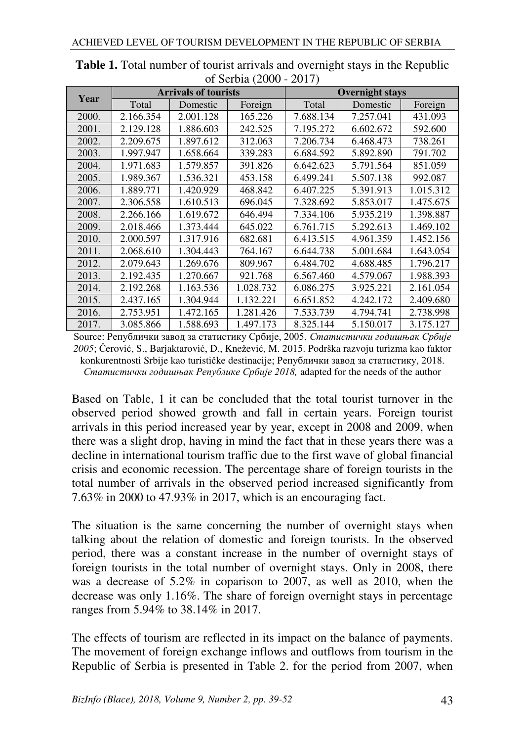**Table 1.** Total number of tourist arrivals and overnight stays in the Republic of Serbia (2000 - 2017)

| Year | Arrivals of tourists | | | Overnight stays | | |
|---|---|---|---|---|---|---|
| | Total | Domestic | Foreign | Total | Domestic | Foreign |
| 2000. | 2.166.354 | 2.001.128 | 165.226 | 7.688.134 | 7.257.041 | 431.093 |
| 2001. | 2.129.128 | 1.886.603 | 242.525 | 7.195.272 | 6.602.672 | 592.600 |
| 2002. | 2.209.675 | 1.897.612 | 312.063 | 7.206.734 | 6.468.473 | 738.261 |
| 2003. | 1.997.947 | 1.658.664 | 339.283 | 6.684.592 | 5.892.890 | 791.702 |
| 2004. | 1.971.683 | 1.579.857 | 391.826 | 6.642.623 | 5.791.564 | 851.059 |
| 2005. | 1.989.367 | 1.536.321 | 453.158 | 6.499.241 | 5.507.138 | 992.087 |
| 2006. | 1.889.771 | 1.420.929 | 468.842 | 6.407.225 | 5.391.913 | 1.015.312 |
| 2007. | 2.306.558 | 1.610.513 | 696.045 | 7.328.692 | 5.853.017 | 1.475.675 |
| 2008. | 2.266.166 | 1.619.672 | 646.494 | 7.334.106 | 5.935.219 | 1.398.887 |
| 2009. | 2.018.466 | 1.373.444 | 645.022 | 6.761.715 | 5.292.613 | 1.469.102 |
| 2010. | 2.000.597 | 1.317.916 | 682.681 | 6.413.515 | 4.961.359 | 1.452.156 |
| 2011. | 2.068.610 | 1.304.443 | 764.167 | 6.644.738 | 5.001.684 | 1.643.054 |
| 2012. | 2.079.643 | 1.269.676 | 809.967 | 6.484.702 | 4.688.485 | 1.796.217 |
| 2013. | 2.192.435 | 1.270.667 | 921.768 | 6.567.460 | 4.579.067 | 1.988.393 |
| 2014. | 2.192.268 | 1.163.536 | 1.028.732 | 6.086.275 | 3.925.221 | 2.161.054 |
| 2015. | 2.437.165 | 1.304.944 | 1.132.221 | 6.651.852 | 4.242.172 | 2.409.680 |
| 2016. | 2.753.951 | 1.472.165 | 1.281.426 | 7.533.739 | 4.794.741 | 2.738.998 |
| 2017. | 3.085.866 | 1.588.693 | 1.497.173 | 8.325.144 | 5.150.017 | 3.175.127 |

Source: Републички завод за статистику Србије, 2005. *Статистички годишњак Србије 2005*; Čerović, S., Barjaktarović, D., Knežević, M. 2015. Podrška razvoju turizma kao faktor konkurentnosti Srbije kao turističke destinacije; Републички завод за статистику, 2018. *Статистички годишњак Републике Србије 2018,* adapted for the needs of the author

Based on Table, 1 it can be concluded that the total tourist turnover in the observed period showed growth and fall in certain years. Foreign tourist arrivals in this period increased year by year, except in 2008 and 2009, when there was a slight drop, having in mind the fact that in these years there was a decline in international tourism traffic due to the first wave of global financial crisis and economic recession. The percentage share of foreign tourists in the total number of arrivals in the observed period increased significantly from 7.63% in 2000 to 47.93% in 2017, which is an encouraging fact.

The situation is the same concerning the number of overnight stays when talking about the relation of domestic and foreign tourists. In the observed period, there was a constant increase in the number of overnight stays of foreign tourists in the total number of overnight stays. Only in 2008, there was a decrease of 5.2% in coparison to 2007, as well as 2010, when the decrease was only 1.16%. The share of foreign overnight stays in percentage ranges from 5.94% to 38.14% in 2017.

The effects of tourism are reflected in its impact on the balance of payments. The movement of foreign exchange inflows and outflows from tourism in the Republic of Serbia is presented in Table 2. for the period from 2007, when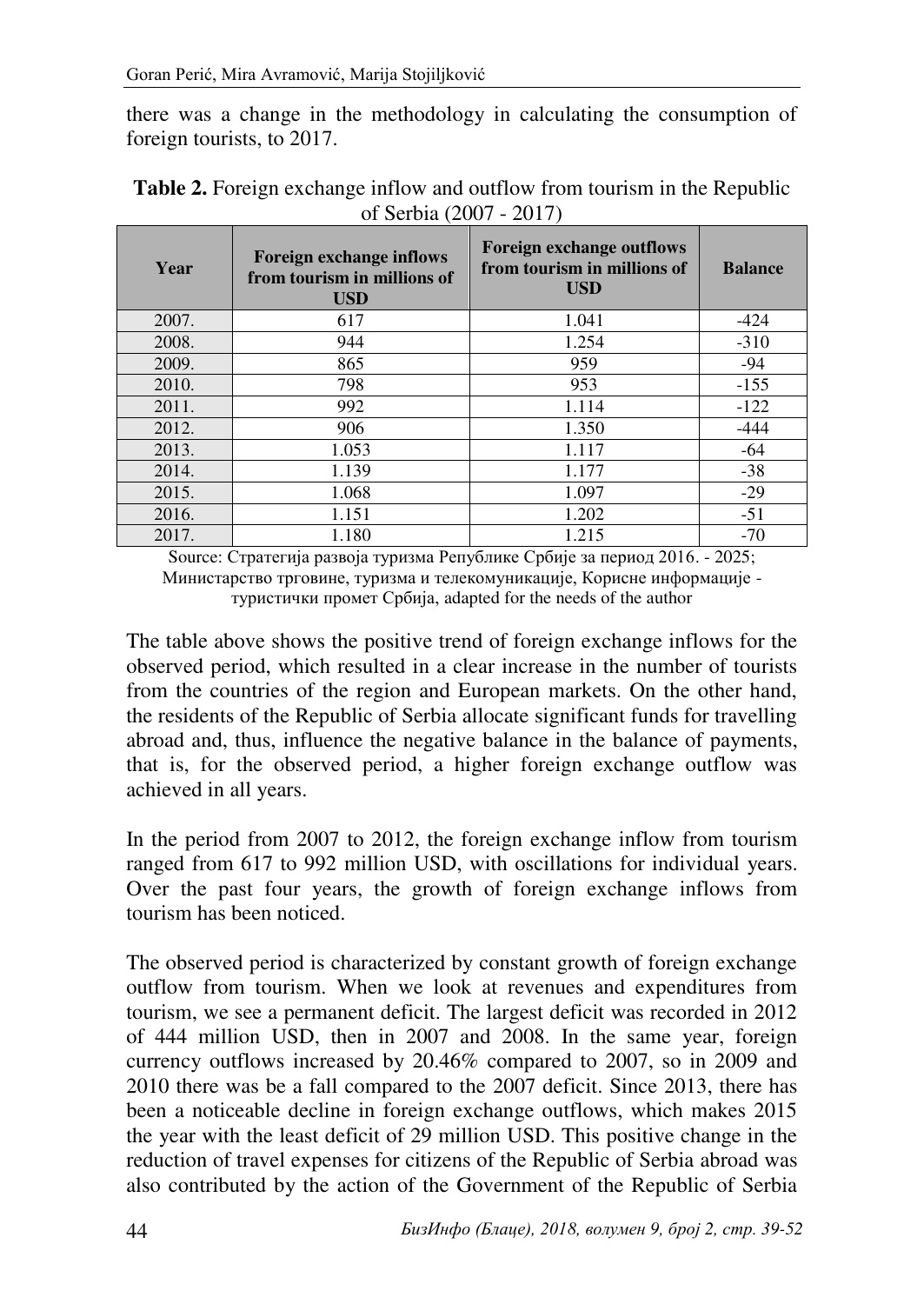there was a change in the methodology in calculating the consumption of foreign tourists, to 2017.

**Table 2.** Foreign exchange inflow and outflow from tourism in the Republic of Serbia (2007 - 2017)

| Year | Foreign exchange inflows from tourism in millions of USD | Foreign exchange outflows from tourism in millions of USD | Balance |
|---|---|---|---|
| 2007. | 617 | 1.041 | -424 |
| 2008. | 944 | 1.254 | -310 |
| 2009. | 865 | 959 | -94 |
| 2010. | 798 | 953 | -155 |
| 2011. | 992 | 1.114 | -122 |
| 2012. | 906 | 1.350 | -444 |
| 2013. | 1.053 | 1.117 | -64 |
| 2014. | 1.139 | 1.177 | -38 |
| 2015. | 1.068 | 1.097 | -29 |
| 2016. | 1.151 | 1.202 | -51 |
| 2017. | 1.180 | 1.215 | -70 |

Source: Стратегија развоја туризма Републике Србије за период 2016. - 2025; Министарство трговине, туризма и телекомуникације, Корисне информације - туристички промет Србија, adapted for the needs of the author

The table above shows the positive trend of foreign exchange inflows for the observed period, which resulted in a clear increase in the number of tourists from the countries of the region and European markets. On the other hand, the residents of the Republic of Serbia allocate significant funds for travelling abroad and, thus, influence the negative balance in the balance of payments, that is, for the observed period, a higher foreign exchange outflow was achieved in all years.

In the period from 2007 to 2012, the foreign exchange inflow from tourism ranged from 617 to 992 million USD, with oscillations for individual years. Over the past four years, the growth of foreign exchange inflows from tourism has been noticed.

The observed period is characterized by constant growth of foreign exchange outflow from tourism. When we look at revenues and expenditures from tourism, we see a permanent deficit. The largest deficit was recorded in 2012 of 444 million USD, then in 2007 and 2008. In the same year, foreign currency outflows increased by 20.46% compared to 2007, so in 2009 and 2010 there was be a fall compared to the 2007 deficit. Since 2013, there has been a noticeable decline in foreign exchange outflows, which makes 2015 the year with the least deficit of 29 million USD. This positive change in the reduction of travel expenses for citizens of the Republic of Serbia abroad was also contributed by the action of the Government of the Republic of Serbia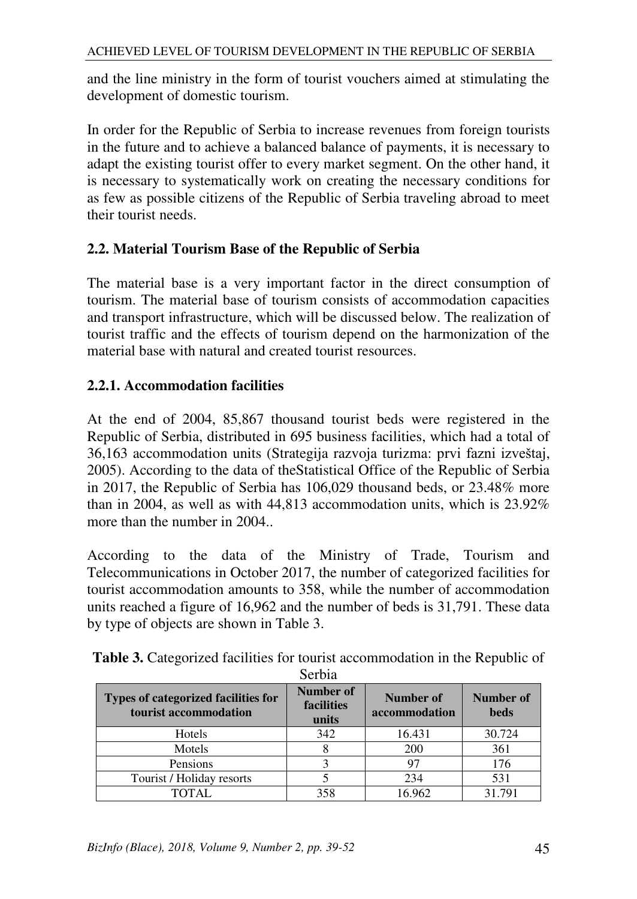and the line ministry in the form of tourist vouchers aimed at stimulating the development of domestic tourism.

In order for the Republic of Serbia to increase revenues from foreign tourists in the future and to achieve a balanced balance of payments, it is necessary to adapt the existing tourist offer to every market segment. On the other hand, it is necessary to systematically work on creating the necessary conditions for as few as possible citizens of the Republic of Serbia traveling abroad to meet their tourist needs.

### 2.2. Material Tourism Base of the Republic of Serbia

The material base is a very important factor in the direct consumption of tourism. The material base of tourism consists of accommodation capacities and transport infrastructure, which will be discussed below. The realization of tourist traffic and the effects of tourism depend on the harmonization of the material base with natural and created tourist resources.

#### 2.2.1. Accommodation facilities

At the end of 2004, 85,867 thousand tourist beds were registered in the Republic of Serbia, distributed in 695 business facilities, which had a total of 36,163 accommodation units (Strategija razvoja turizma: prvi fazni izveštaj, 2005). According to the data of theStatistical Office of the Republic of Serbia in 2017, the Republic of Serbia has 106,029 thousand beds, or 23.48% more than in 2004, as well as with 44,813 accommodation units, which is 23.92% more than the number in 2004..

According to the data of the Ministry of Trade, Tourism and Telecommunications in October 2017, the number of categorized facilities for tourist accommodation amounts to 358, while the number of accommodation units reached a figure of 16,962 and the number of beds is 31,791. These data by type of objects are shown in Table 3.

**Table 3.** Categorized facilities for tourist accommodation in the Republic of Serbia

| Types of categorized facilities for tourist accommodation | Number of facilities units | Number of accommodation | Number of beds |
|---|---|---|---|
| Hotels | 342 | 16.431 | 30.724 |
| Motels | 8 | 200 | 361 |
| Pensions | 3 | 97 | 176 |
| Tourist / Holiday resorts | 5 | 234 | 531 |
| TOTAL | 358 | 16.962 | 31.791 |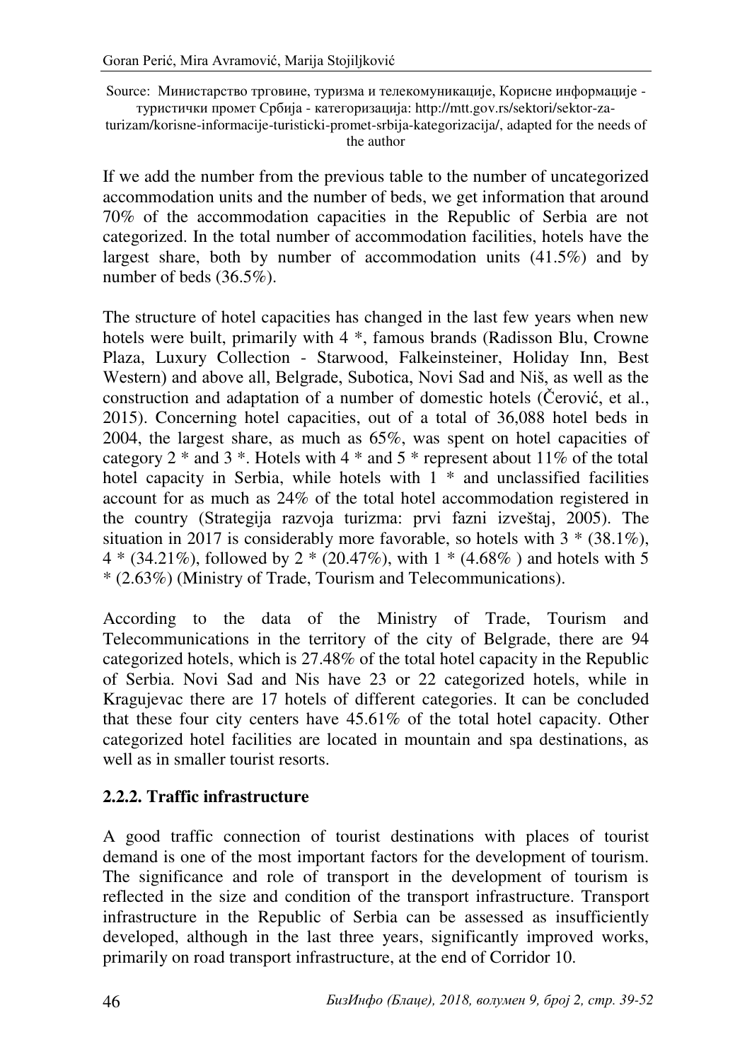Source: Министарство трговине, туризма и телекомуникације, Корисне информације - туристички промет Србија - категоризација: http://mtt.gov.rs/sektori/sektor-za-turizam/korisne-informacije-turisticki-promet-srbija-kategorizacija/, adapted for the needs of the author

If we add the number from the previous table to the number of uncategorized accommodation units and the number of beds, we get information that around 70% of the accommodation capacities in the Republic of Serbia are not categorized. In the total number of accommodation facilities, hotels have the largest share, both by number of accommodation units (41.5%) and by number of beds (36.5%).

The structure of hotel capacities has changed in the last few years when new hotels were built, primarily with 4 *, famous brands (Radisson Blu, Crowne Plaza, Luxury Collection - Starwood, Falkeinsteiner, Holiday Inn, Best Western) and above all, Belgrade, Subotica, Novi Sad and Niš, as well as the construction and adaptation of a number of domestic hotels (Čerović, et al., 2015). Concerning hotel capacities, out of a total of 36,088 hotel beds in 2004, the largest share, as much as 65%, was spent on hotel capacities of category 2 * and 3 *. Hotels with 4 * and 5 * represent about 11% of the total hotel capacity in Serbia, while hotels with 1 * and unclassified facilities account for as much as 24% of the total hotel accommodation registered in the country (Strategija razvoja turizma: prvi fazni izveštaj, 2005). The situation in 2017 is considerably more favorable, so hotels with 3 * (38.1%), 4 * (34.21%), followed by 2 * (20.47%), with 1 * (4.68% ) and hotels with 5 * (2.63%) (Ministry of Trade, Tourism and Telecommunications).

According to the data of the Ministry of Trade, Tourism and Telecommunications in the territory of the city of Belgrade, there are 94 categorized hotels, which is 27.48% of the total hotel capacity in the Republic of Serbia. Novi Sad and Nis have 23 or 22 categorized hotels, while in Kragujevac there are 17 hotels of different categories. It can be concluded that these four city centers have 45.61% of the total hotel capacity. Other categorized hotel facilities are located in mountain and spa destinations, as well as in smaller tourist resorts.

### 2.2.2. Traffic infrastructure

A good traffic connection of tourist destinations with places of tourist demand is one of the most important factors for the development of tourism. The significance and role of transport in the development of tourism is reflected in the size and condition of the transport infrastructure. Transport infrastructure in the Republic of Serbia can be assessed as insufficiently developed, although in the last three years, significantly improved works, primarily on road transport infrastructure, at the end of Corridor 10.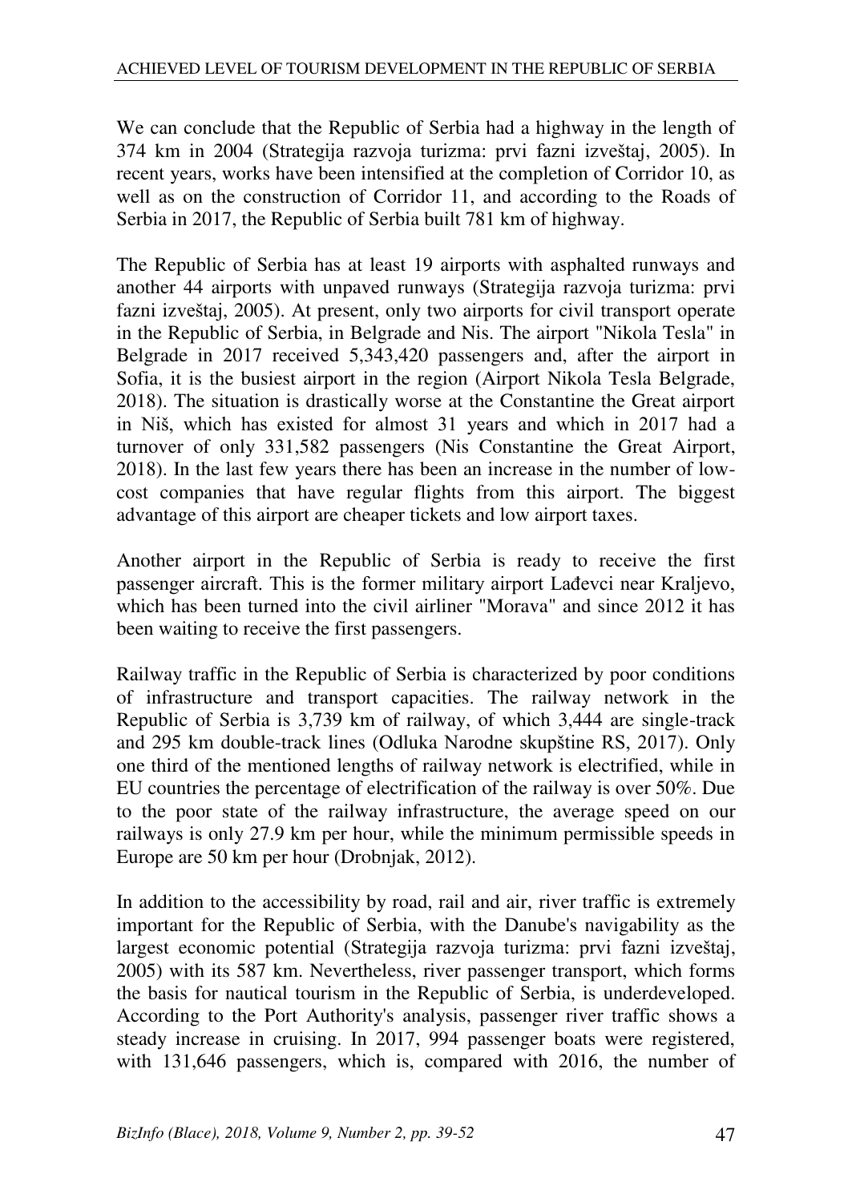We can conclude that the Republic of Serbia had a highway in the length of 374 km in 2004 (Strategija razvoja turizma: prvi fazni izveštaj, 2005). In recent years, works have been intensified at the completion of Corridor 10, as well as on the construction of Corridor 11, and according to the Roads of Serbia in 2017, the Republic of Serbia built 781 km of highway.

The Republic of Serbia has at least 19 airports with asphalted runways and another 44 airports with unpaved runways (Strategija razvoja turizma: prvi fazni izveštaj, 2005). At present, only two airports for civil transport operate in the Republic of Serbia, in Belgrade and Nis. The airport "Nikola Tesla" in Belgrade in 2017 received 5,343,420 passengers and, after the airport in Sofia, it is the busiest airport in the region (Airport Nikola Tesla Belgrade, 2018). The situation is drastically worse at the Constantine the Great airport in Niš, which has existed for almost 31 years and which in 2017 had a turnover of only 331,582 passengers (Nis Constantine the Great Airport, 2018). In the last few years there has been an increase in the number of low-cost companies that have regular flights from this airport. The biggest advantage of this airport are cheaper tickets and low airport taxes.

Another airport in the Republic of Serbia is ready to receive the first passenger aircraft. This is the former military airport Lađevci near Kraljevo, which has been turned into the civil airliner "Morava" and since 2012 it has been waiting to receive the first passengers.

Railway traffic in the Republic of Serbia is characterized by poor conditions of infrastructure and transport capacities. The railway network in the Republic of Serbia is 3,739 km of railway, of which 3,444 are single-track and 295 km double-track lines (Odluka Narodne skupštine RS, 2017). Only one third of the mentioned lengths of railway network is electrified, while in EU countries the percentage of electrification of the railway is over 50%. Due to the poor state of the railway infrastructure, the average speed on our railways is only 27.9 km per hour, while the minimum permissible speeds in Europe are 50 km per hour (Drobnjak, 2012).

In addition to the accessibility by road, rail and air, river traffic is extremely important for the Republic of Serbia, with the Danube's navigability as the largest economic potential (Strategija razvoja turizma: prvi fazni izveštaj, 2005) with its 587 km. Nevertheless, river passenger transport, which forms the basis for nautical tourism in the Republic of Serbia, is underdeveloped. According to the Port Authority's analysis, passenger river traffic shows a steady increase in cruising. In 2017, 994 passenger boats were registered, with 131,646 passengers, which is, compared with 2016, the number of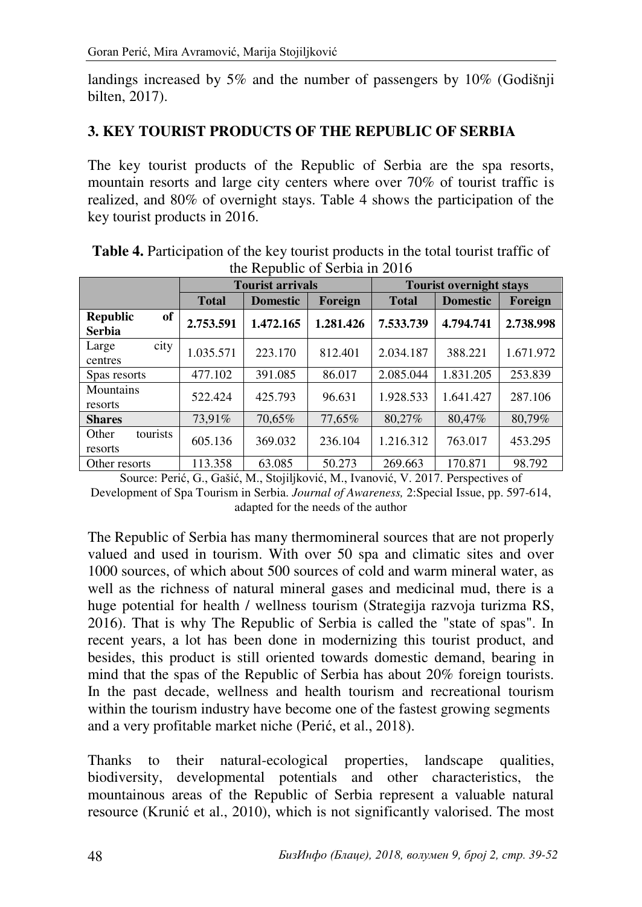landings increased by 5% and the number of passengers by 10% (Godišnji bilten, 2017).

## 3. KEY TOURIST PRODUCTS OF THE REPUBLIC OF SERBIA

The key tourist products of the Republic of Serbia are the spa resorts, mountain resorts and large city centers where over 70% of tourist traffic is realized, and 80% of overnight stays. Table 4 shows the participation of the key tourist products in 2016.

**Table 4.** Participation of the key tourist products in the total tourist traffic of the Republic of Serbia in 2016

| | Tourist arrivals | | | Tourist overnight stays | | |
|---|---|---|---|---|---|---|
| | **Total** | **Domestic** | **Foreign** | **Total** | **Domestic** | **Foreign** |
| **Republic of Serbia** | **2.753.591** | **1.472.165** | **1.281.426** | **7.533.739** | **4.794.741** | **2.738.998** |
| Large city centres | 1.035.571 | 223.170 | 812.401 | 2.034.187 | 388.221 | 1.671.972 |
| Spas resorts | 477.102 | 391.085 | 86.017 | 2.085.044 | 1.831.205 | 253.839 |
| Mountains resorts | 522.424 | 425.793 | 96.631 | 1.928.533 | 1.641.427 | 287.106 |
| **Shares** | 73,91% | 70,65% | 77,65% | 80,27% | 80,47% | 80,79% |
| Other tourists resorts | 605.136 | 369.032 | 236.104 | 1.216.312 | 763.017 | 453.295 |
| Other resorts | 113.358 | 63.085 | 50.273 | 269.663 | 170.871 | 98.792 |

Source: Perić, G., Gašić, M., Stojiljković, M., Ivanović, V. 2017. Perspectives of Development of Spa Tourism in Serbia. *Journal of Awareness,* 2:Special Issue, pp. 597-614, adapted for the needs of the author

The Republic of Serbia has many thermomineral sources that are not properly valued and used in tourism. With over 50 spa and climatic sites and over 1000 sources, of which about 500 sources of cold and warm mineral water, as well as the richness of natural mineral gases and medicinal mud, there is a huge potential for health / wellness tourism (Strategija razvoja turizma RS, 2016). That is why The Republic of Serbia is called the "state of spas". In recent years, a lot has been done in modernizing this tourist product, and besides, this product is still oriented towards domestic demand, bearing in mind that the spas of the Republic of Serbia has about 20% foreign tourists. In the past decade, wellness and health tourism and recreational tourism within the tourism industry have become one of the fastest growing segments and a very profitable market niche (Perić, et al., 2018).

Thanks to their natural-ecological properties, landscape qualities, biodiversity, developmental potentials and other characteristics, the mountainous areas of the Republic of Serbia represent a valuable natural resource (Krunić et al., 2010), which is not significantly valorised. The most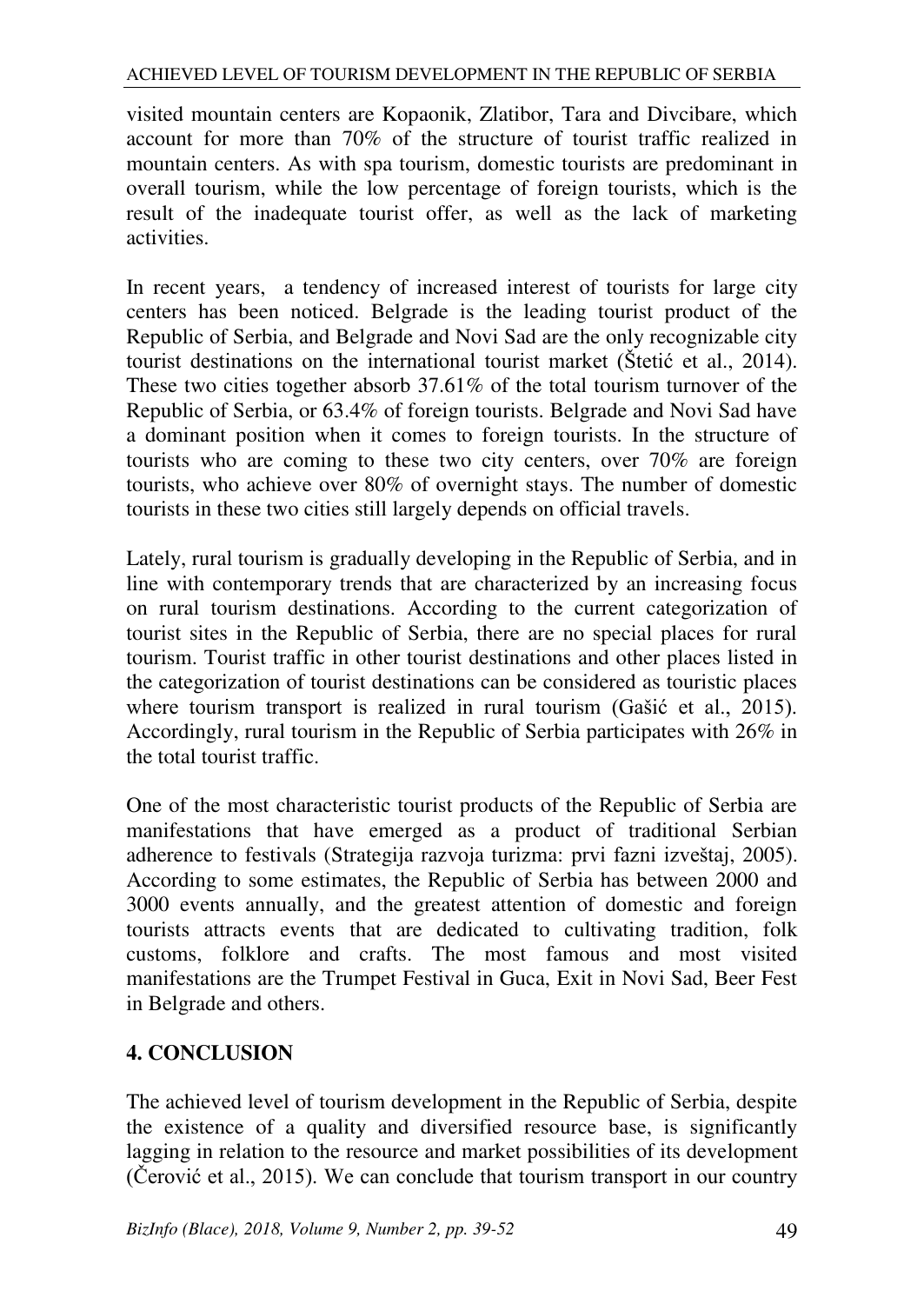visited mountain centers are Kopaonik, Zlatibor, Tara and Divcibare, which account for more than 70% of the structure of tourist traffic realized in mountain centers. As with spa tourism, domestic tourists are predominant in overall tourism, while the low percentage of foreign tourists, which is the result of the inadequate tourist offer, as well as the lack of marketing activities.

In recent years, a tendency of increased interest of tourists for large city centers has been noticed. Belgrade is the leading tourist product of the Republic of Serbia, and Belgrade and Novi Sad are the only recognizable city tourist destinations on the international tourist market (Štetić et al., 2014). These two cities together absorb 37.61% of the total tourism turnover of the Republic of Serbia, or 63.4% of foreign tourists. Belgrade and Novi Sad have a dominant position when it comes to foreign tourists. In the structure of tourists who are coming to these two city centers, over 70% are foreign tourists, who achieve over 80% of overnight stays. The number of domestic tourists in these two cities still largely depends on official travels.

Lately, rural tourism is gradually developing in the Republic of Serbia, and in line with contemporary trends that are characterized by an increasing focus on rural tourism destinations. According to the current categorization of tourist sites in the Republic of Serbia, there are no special places for rural tourism. Tourist traffic in other tourist destinations and other places listed in the categorization of tourist destinations can be considered as touristic places where tourism transport is realized in rural tourism (Gašić et al., 2015). Accordingly, rural tourism in the Republic of Serbia participates with 26% in the total tourist traffic.

One of the most characteristic tourist products of the Republic of Serbia are manifestations that have emerged as a product of traditional Serbian adherence to festivals (Strategija razvoja turizma: prvi fazni izveštaj, 2005). According to some estimates, the Republic of Serbia has between 2000 and 3000 events annually, and the greatest attention of domestic and foreign tourists attracts events that are dedicated to cultivating tradition, folk customs, folklore and crafts. The most famous and most visited manifestations are the Trumpet Festival in Guca, Exit in Novi Sad, Beer Fest in Belgrade and others.

## 4. CONCLUSION

The achieved level of tourism development in the Republic of Serbia, despite the existence of a quality and diversified resource base, is significantly lagging in relation to the resource and market possibilities of its development (Čerović et al., 2015). We can conclude that tourism transport in our country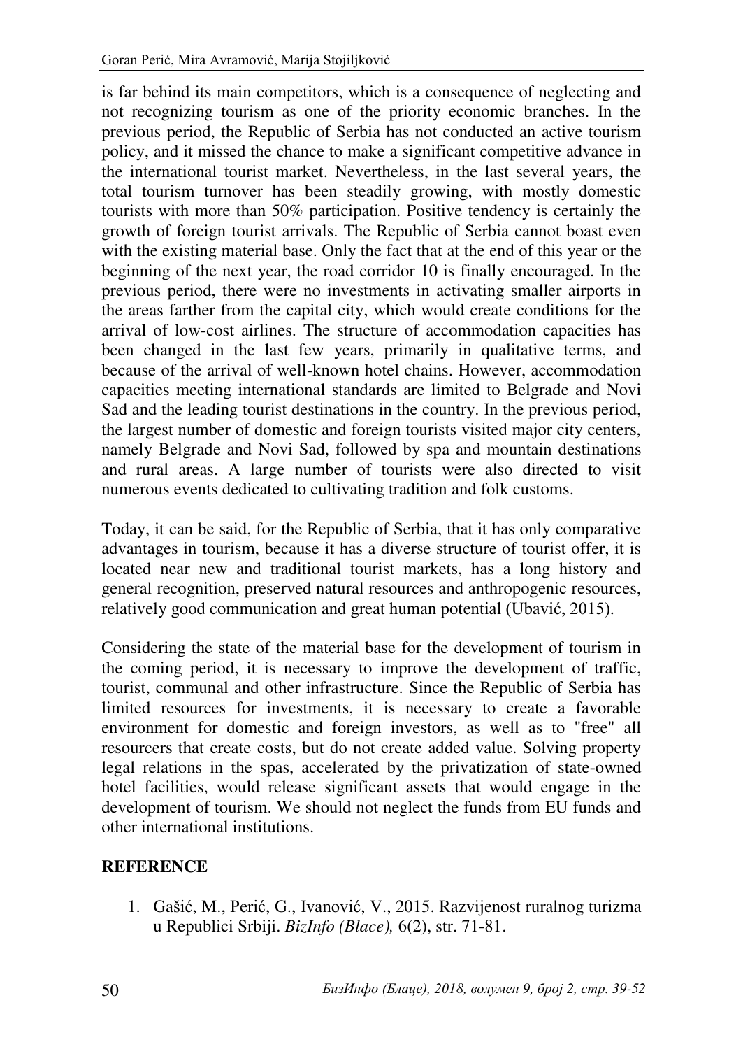is far behind its main competitors, which is a consequence of neglecting and not recognizing tourism as one of the priority economic branches. In the previous period, the Republic of Serbia has not conducted an active tourism policy, and it missed the chance to make a significant competitive advance in the international tourist market. Nevertheless, in the last several years, the total tourism turnover has been steadily growing, with mostly domestic tourists with more than 50% participation. Positive tendency is certainly the growth of foreign tourist arrivals. The Republic of Serbia cannot boast even with the existing material base. Only the fact that at the end of this year or the beginning of the next year, the road corridor 10 is finally encouraged. In the previous period, there were no investments in activating smaller airports in the areas farther from the capital city, which would create conditions for the arrival of low-cost airlines. The structure of accommodation capacities has been changed in the last few years, primarily in qualitative terms, and because of the arrival of well-known hotel chains. However, accommodation capacities meeting international standards are limited to Belgrade and Novi Sad and the leading tourist destinations in the country. In the previous period, the largest number of domestic and foreign tourists visited major city centers, namely Belgrade and Novi Sad, followed by spa and mountain destinations and rural areas. A large number of tourists were also directed to visit numerous events dedicated to cultivating tradition and folk customs.

Today, it can be said, for the Republic of Serbia, that it has only comparative advantages in tourism, because it has a diverse structure of tourist offer, it is located near new and traditional tourist markets, has a long history and general recognition, preserved natural resources and anthropogenic resources, relatively good communication and great human potential (Ubavić, 2015).

Considering the state of the material base for the development of tourism in the coming period, it is necessary to improve the development of traffic, tourist, communal and other infrastructure. Since the Republic of Serbia has limited resources for investments, it is necessary to create a favorable environment for domestic and foreign investors, as well as to "free" all resourcers that create costs, but do not create added value. Solving property legal relations in the spas, accelerated by the privatization of state-owned hotel facilities, would release significant assets that would engage in the development of tourism. We should not neglect the funds from EU funds and other international institutions.

## REFERENCE

1. Gašić, M., Perić, G., Ivanović, V., 2015. Razvijenost ruralnog turizma u Republici Srbiji. *BizInfo (Blace),* 6(2), str. 71-81.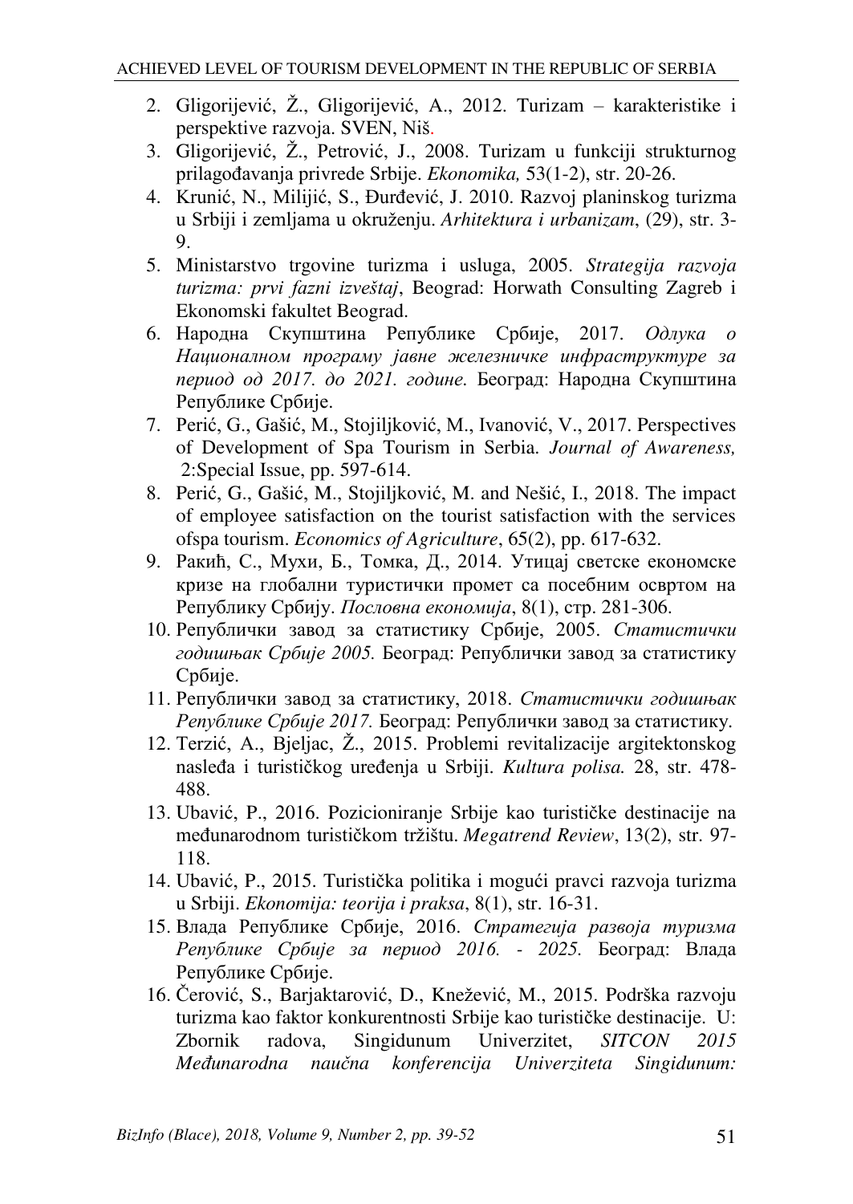2. Gligorijević, Ž., Gligorijević, A., 2012. Turizam – karakteristike i perspektive razvoja. SVEN, Niš.
3. Gligorijević, Ž., Petrović, J., 2008. Turizam u funkciji strukturnog prilagođavanja privrede Srbije. *Ekonomika,* 53(1-2), str. 20-26.
4. Krunić, N., Milijić, S., Đurđević, J. 2010. Razvoj planinskog turizma u Srbiji i zemljama u okruženju. *Arhitektura i urbanizam*, (29), str. 3-9.
5. Ministarstvo trgovine turizma i usluga, 2005. *Strategija razvoja turizma: prvi fazni izveštaj*, Beograd: Horwath Consulting Zagreb i Ekonomski fakultet Beograd.
6. Народна Скупштина Републике Србије, 2017. *Одлука о Националном програму јавне железничке инфраструктуре за период од 2017. до 2021. године.* Београд: Народна Скупштина Републике Србије.
7. Perić, G., Gašić, M., Stojiljković, M., Ivanović, V., 2017. Perspectives of Development of Spa Tourism in Serbia. *Journal of Awareness,* 2:Special Issue, pp. 597-614.
8. Perić, G., Gašić, M., Stojiljković, M. and Nešić, I., 2018. The impact of employee satisfaction on the tourist satisfaction with the services ofspa tourism. *Economics of Agriculture*, 65(2), pp. 617-632.
9. Ракић, С., Мухи, Б., Томка, Д., 2014. Утицај светске економске кризе на глобални туристички промет са посебним освртом на Републику Србију. *Пословна економија*, 8(1), стр. 281-306.
10. Републички завод за статистику Србије, 2005. *Статистички годишњак Србије 2005.* Београд: Републички завод за статистику Србије.
11. Републички завод за статистику, 2018. *Статистички годишњак Републике Србије 2017.* Београд: Републички завод за статистику.
12. Terzić, A., Bjeljac, Ž., 2015. Problemi revitalizacije argitektonskog nasleđa i turističkog uređenja u Srbiji. *Kultura polisa.* 28, str. 478-488.
13. Ubavić, P., 2016. Pozicioniranje Srbije kao turističke destinacije na međunarodnom turističkom tržištu. *Megatrend Review*, 13(2), str. 97-118.
14. Ubavić, P., 2015. Turistička politika i mogući pravci razvoja turizma u Srbiji. *Ekonomija: teorija i praksa*, 8(1), str. 16-31.
15. Влада Републике Србије, 2016. *Стратегија развоја туризма Републике Србије за период 2016. - 2025.* Београд: Влада Републике Србије.
16. Čerović, S., Barjaktarović, D., Knežević, M., 2015. Podrška razvoju turizma kao faktor konkurentnosti Srbije kao turističke destinacije. U: Zbornik radova, Singidunum Univerzitet, *SITCON 2015 Međunarodna naučna konferencija Univerziteta Singidunum:*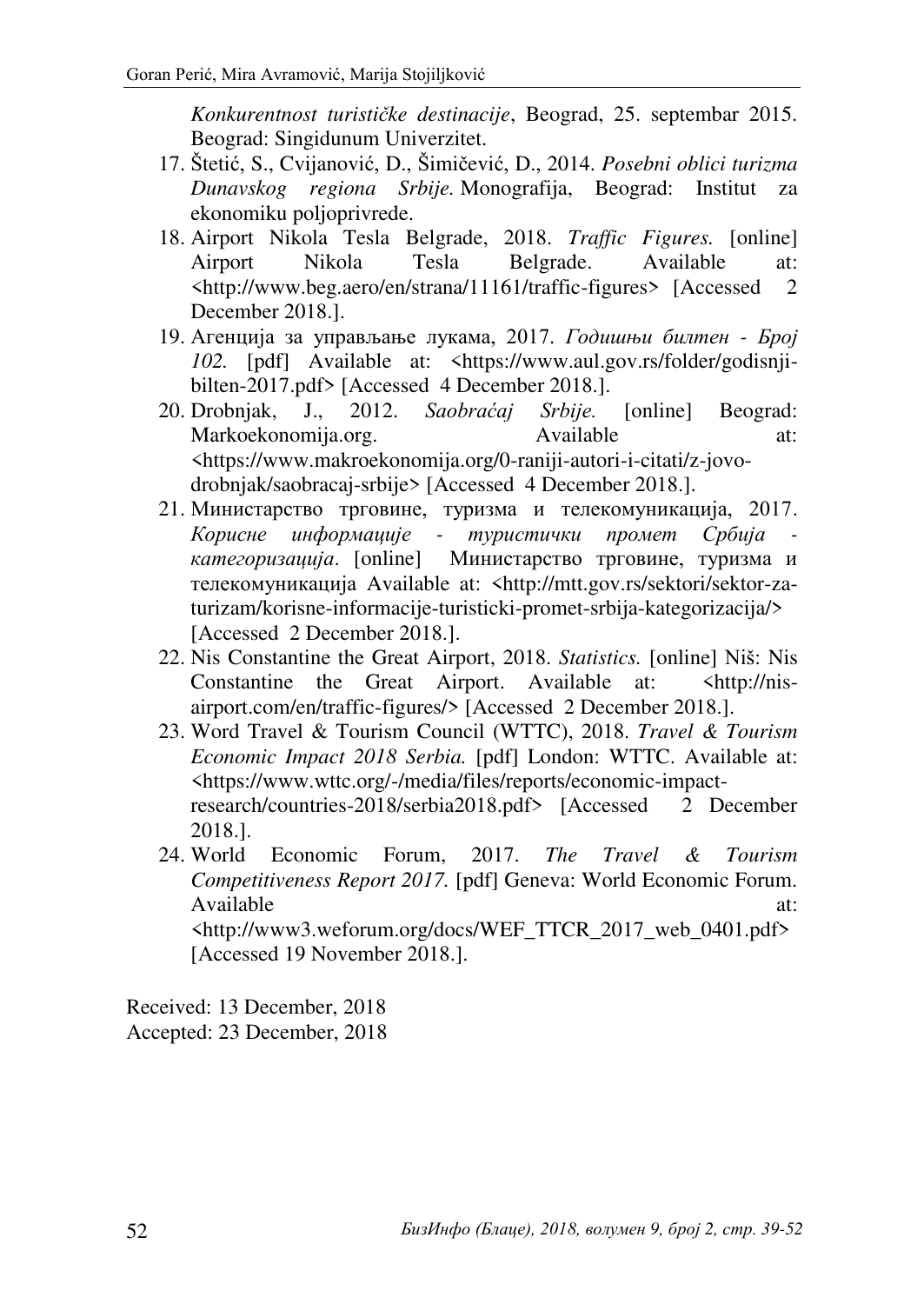*Konkurentnost turističke destinacije*, Beograd, 25. septembar 2015. Beograd: Singidunum Univerzitet.

17. Štetić, S., Cvijanović, D., Šimičević, D., 2014. *Posebni oblici turizma Dunavskog regiona Srbije.* Monografija, Beograd: Institut za ekonomiku poljoprivrede.
18. Airport Nikola Tesla Belgrade, 2018. *Traffic Figures.* [online] Airport Nikola Tesla Belgrade. Available at: <http://www.beg.aero/en/strana/11161/traffic-figures> [Accessed 2 December 2018.].
19. Агенција за управљање лукама, 2017. *Годишњи билтен - Број 102.* [pdf] Available at: <https://www.aul.gov.rs/folder/godisnji-bilten-2017.pdf> [Accessed 4 December 2018.].
20. Drobnjak, J., 2012. *Saobraćaj Srbije.* [online] Beograd: Markoekonomija.org. Available at: <https://www.makroekonomija.org/0-raniji-autori-i-citati/z-jovo-drobnjak/saobracaj-srbije> [Accessed 4 December 2018.].
21. Министарство трговине, туризма и телекомуникација, 2017. *Корисне информације - туристички промет Србија - категоризација*. [online] Министарство трговине, туризма и телекомуникација Available at: <http://mtt.gov.rs/sektori/sektor-za-turizam/korisne-informacije-turisticki-promet-srbija-kategorizacija/> [Accessed 2 December 2018.].
22. Nis Constantine the Great Airport, 2018. *Statistics.* [online] Niš: Nis Constantine the Great Airport. Available at: <http://nis-airport.com/en/traffic-figures/> [Accessed 2 December 2018.].
23. Word Travel & Tourism Council (WTTC), 2018. *Travel & Tourism Economic Impact 2018 Serbia.* [pdf] London: WTTC. Available at: <https://www.wttc.org/-/media/files/reports/economic-impact-research/countries-2018/serbia2018.pdf> [Accessed 2 December 2018.].
24. World Economic Forum, 2017. *The Travel & Tourism Competitiveness Report 2017.* [pdf] Geneva: World Economic Forum. Available at: <http://www3.weforum.org/docs/WEF_TTCR_2017_web_0401.pdf> [Accessed 19 November 2018.].

Received: 13 December, 2018
Accepted: 23 December, 2018